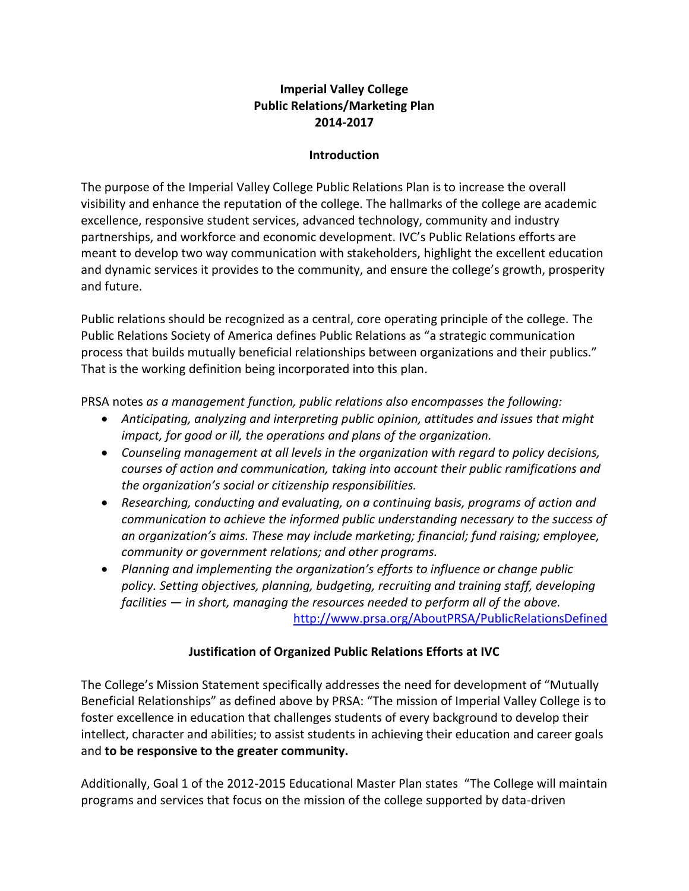# Imperial Valley College
# Public Relations/Marketing Plan
# 2014-2017

## Introduction

The purpose of the Imperial Valley College Public Relations Plan is to increase the overall visibility and enhance the reputation of the college. The hallmarks of the college are academic excellence, responsive student services, advanced technology, community and industry partnerships, and workforce and economic development. IVC's Public Relations efforts are meant to develop two way communication with stakeholders, highlight the excellent education and dynamic services it provides to the community, and ensure the college's growth, prosperity and future.

Public relations should be recognized as a central, core operating principle of the college. The Public Relations Society of America defines Public Relations as "a strategic communication process that builds mutually beneficial relationships between organizations and their publics." That is the working definition being incorporated into this plan.

PRSA notes *as a management function, public relations also encompasses the following:*

- *Anticipating, analyzing and interpreting public opinion, attitudes and issues that might impact, for good or ill, the operations and plans of the organization.*
- *Counseling management at all levels in the organization with regard to policy decisions, courses of action and communication, taking into account their public ramifications and the organization's social or citizenship responsibilities.*
- *Researching, conducting and evaluating, on a continuing basis, programs of action and communication to achieve the informed public understanding necessary to the success of an organization's aims. These may include marketing; financial; fund raising; employee, community or government relations; and other programs.*
- *Planning and implementing the organization's efforts to influence or change public policy. Setting objectives, planning, budgeting, recruiting and training staff, developing facilities — in short, managing the resources needed to perform all of the above.*

http://www.prsa.org/AboutPRSA/PublicRelationsDefined

## Justification of Organized Public Relations Efforts at IVC

The College's Mission Statement specifically addresses the need for development of "Mutually Beneficial Relationships" as defined above by PRSA: "The mission of Imperial Valley College is to foster excellence in education that challenges students of every background to develop their intellect, character and abilities; to assist students in achieving their education and career goals and **to be responsive to the greater community.**

Additionally, Goal 1 of the 2012-2015 Educational Master Plan states "The College will maintain programs and services that focus on the mission of the college supported by data-driven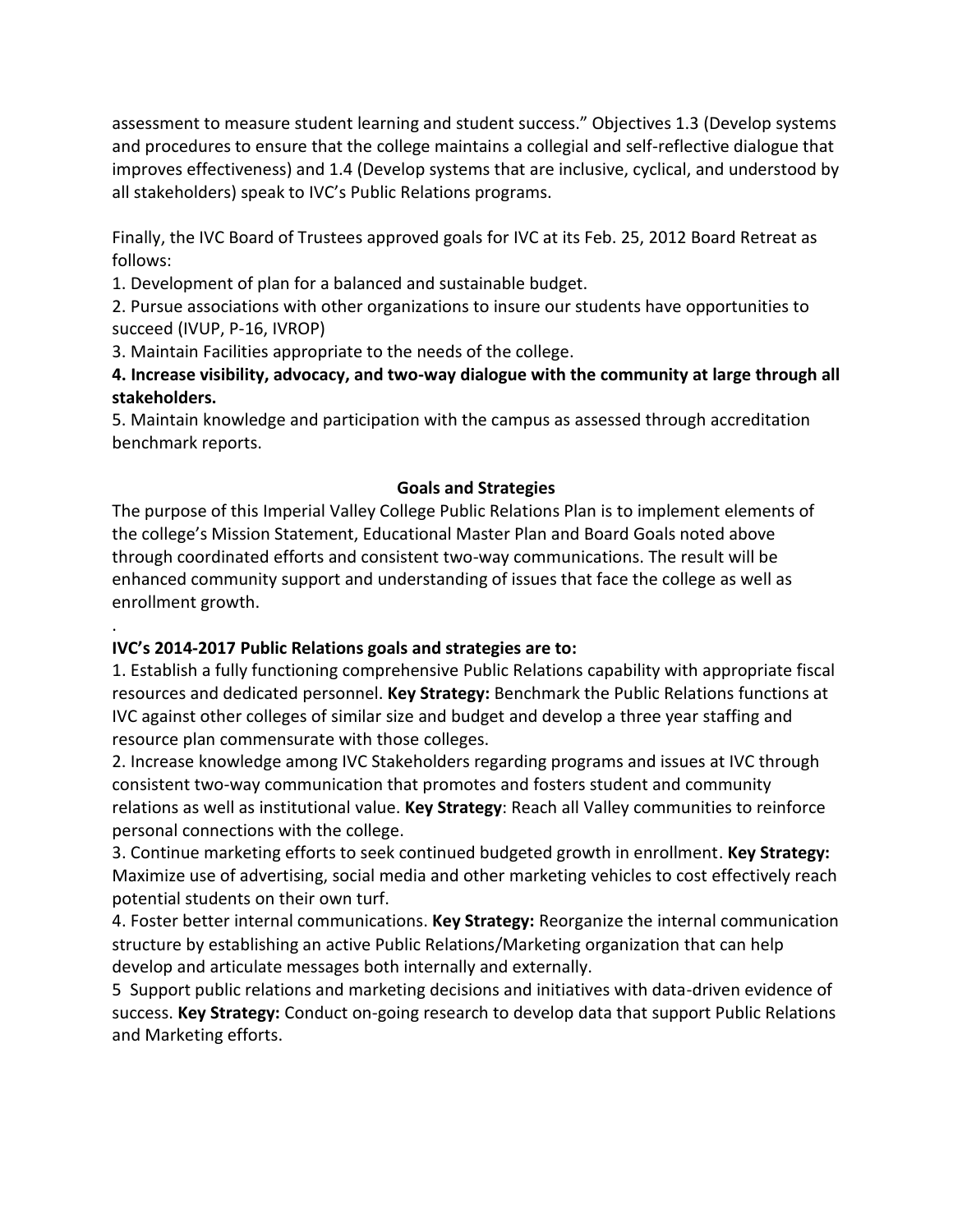assessment to measure student learning and student success." Objectives 1.3 (Develop systems and procedures to ensure that the college maintains a collegial and self-reflective dialogue that improves effectiveness) and 1.4 (Develop systems that are inclusive, cyclical, and understood by all stakeholders) speak to IVC's Public Relations programs.

Finally, the IVC Board of Trustees approved goals for IVC at its Feb. 25, 2012 Board Retreat as follows:

1. Development of plan for a balanced and sustainable budget.
2. Pursue associations with other organizations to insure our students have opportunities to succeed (IVUP, P-16, IVROP)
3. Maintain Facilities appropriate to the needs of the college.
4. **Increase visibility, advocacy, and two-way dialogue with the community at large through all stakeholders.**
5. Maintain knowledge and participation with the campus as assessed through accreditation benchmark reports.

## Goals and Strategies

The purpose of this Imperial Valley College Public Relations Plan is to implement elements of the college's Mission Statement, Educational Master Plan and Board Goals noted above through coordinated efforts and consistent two-way communications. The result will be enhanced community support and understanding of issues that face the college as well as enrollment growth.

.

**IVC's 2014-2017 Public Relations goals and strategies are to:**

1. Establish a fully functioning comprehensive Public Relations capability with appropriate fiscal resources and dedicated personnel. **Key Strategy:** Benchmark the Public Relations functions at IVC against other colleges of similar size and budget and develop a three year staffing and resource plan commensurate with those colleges.
2. Increase knowledge among IVC Stakeholders regarding programs and issues at IVC through consistent two-way communication that promotes and fosters student and community relations as well as institutional value. **Key Strategy**: Reach all Valley communities to reinforce personal connections with the college.
3. Continue marketing efforts to seek continued budgeted growth in enrollment. **Key Strategy:** Maximize use of advertising, social media and other marketing vehicles to cost effectively reach potential students on their own turf.
4. Foster better internal communications. **Key Strategy:** Reorganize the internal communication structure by establishing an active Public Relations/Marketing organization that can help develop and articulate messages both internally and externally.
5. Support public relations and marketing decisions and initiatives with data-driven evidence of success. **Key Strategy:** Conduct on-going research to develop data that support Public Relations and Marketing efforts.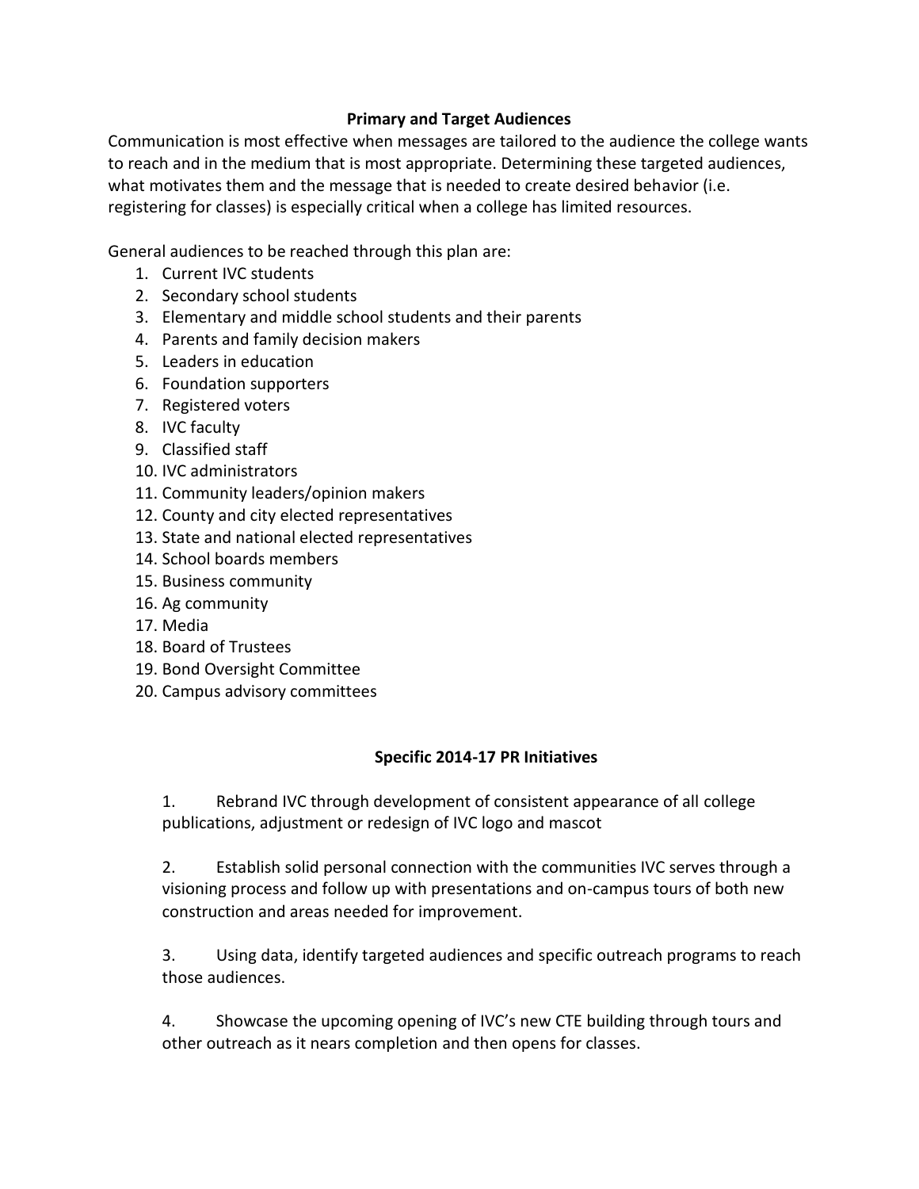## Primary and Target Audiences

Communication is most effective when messages are tailored to the audience the college wants to reach and in the medium that is most appropriate. Determining these targeted audiences, what motivates them and the message that is needed to create desired behavior (i.e. registering for classes) is especially critical when a college has limited resources.

General audiences to be reached through this plan are:

1. Current IVC students
2. Secondary school students
3. Elementary and middle school students and their parents
4. Parents and family decision makers
5. Leaders in education
6. Foundation supporters
7. Registered voters
8. IVC faculty
9. Classified staff
10. IVC administrators
11. Community leaders/opinion makers
12. County and city elected representatives
13. State and national elected representatives
14. School boards members
15. Business community
16. Ag community
17. Media
18. Board of Trustees
19. Bond Oversight Committee
20. Campus advisory committees

## Specific 2014-17 PR Initiatives

1. Rebrand IVC through development of consistent appearance of all college publications, adjustment or redesign of IVC logo and mascot

2. Establish solid personal connection with the communities IVC serves through a visioning process and follow up with presentations and on-campus tours of both new construction and areas needed for improvement.

3. Using data, identify targeted audiences and specific outreach programs to reach those audiences.

4. Showcase the upcoming opening of IVC's new CTE building through tours and other outreach as it nears completion and then opens for classes.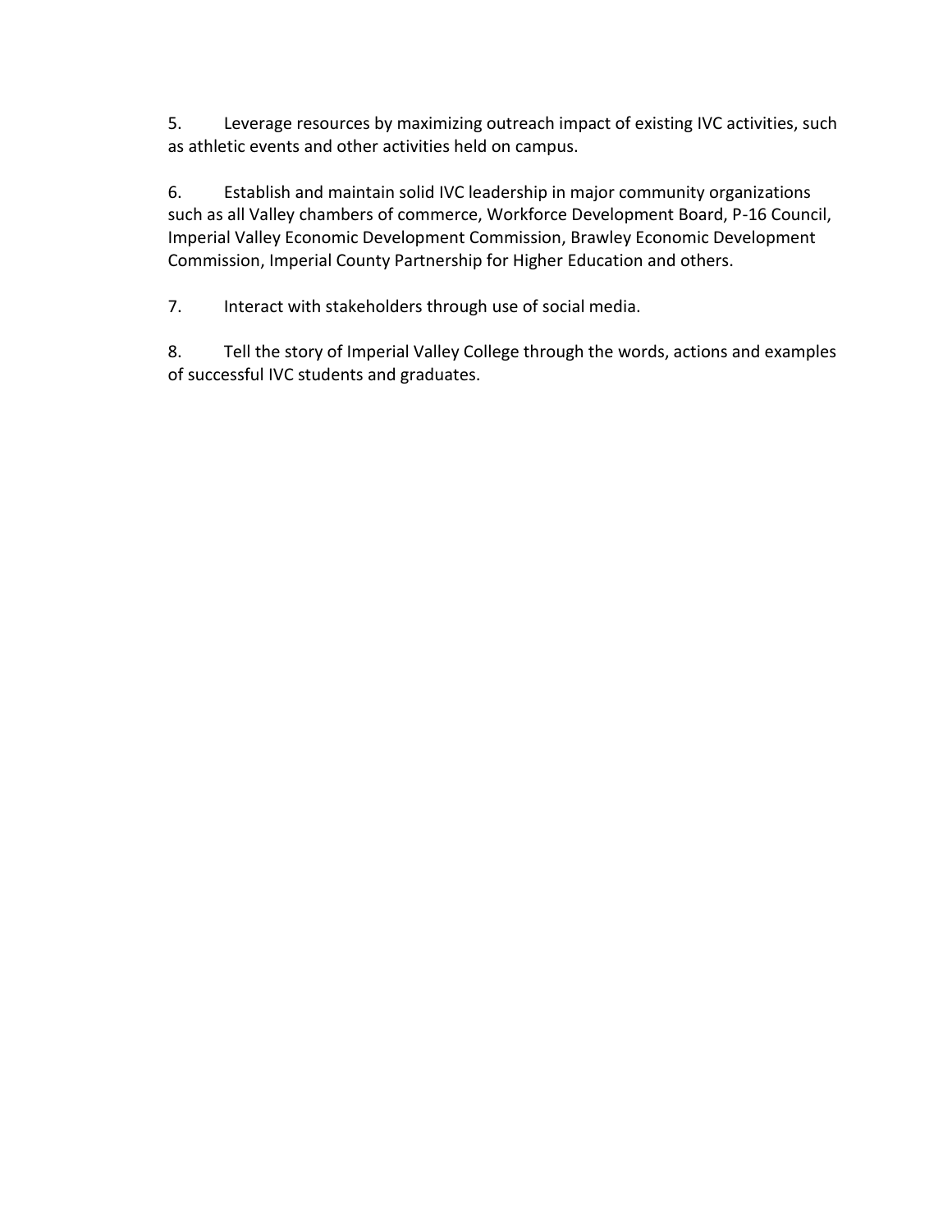5. Leverage resources by maximizing outreach impact of existing IVC activities, such as athletic events and other activities held on campus.

6. Establish and maintain solid IVC leadership in major community organizations such as all Valley chambers of commerce, Workforce Development Board, P-16 Council, Imperial Valley Economic Development Commission, Brawley Economic Development Commission, Imperial County Partnership for Higher Education and others.

7. Interact with stakeholders through use of social media.

8. Tell the story of Imperial Valley College through the words, actions and examples of successful IVC students and graduates.